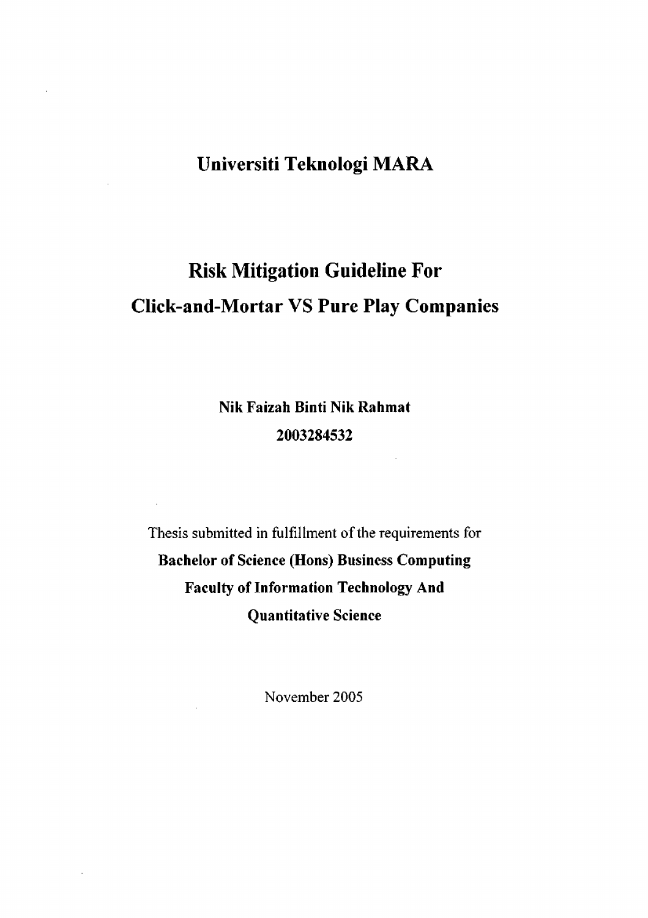# Universiti Teknologi MARA

# Risk Mitigation Guideline For Click-and-Mortar VS Pure Play Companies

**Nik Faizah Binti Nik Rahmat**

**2003284532**

Thesis submitted in fulfillment of the requirements for

**Bachelor of Science (Hons) Business Computing**

**Faculty of Information Technology And Quantitative Science**

November 2005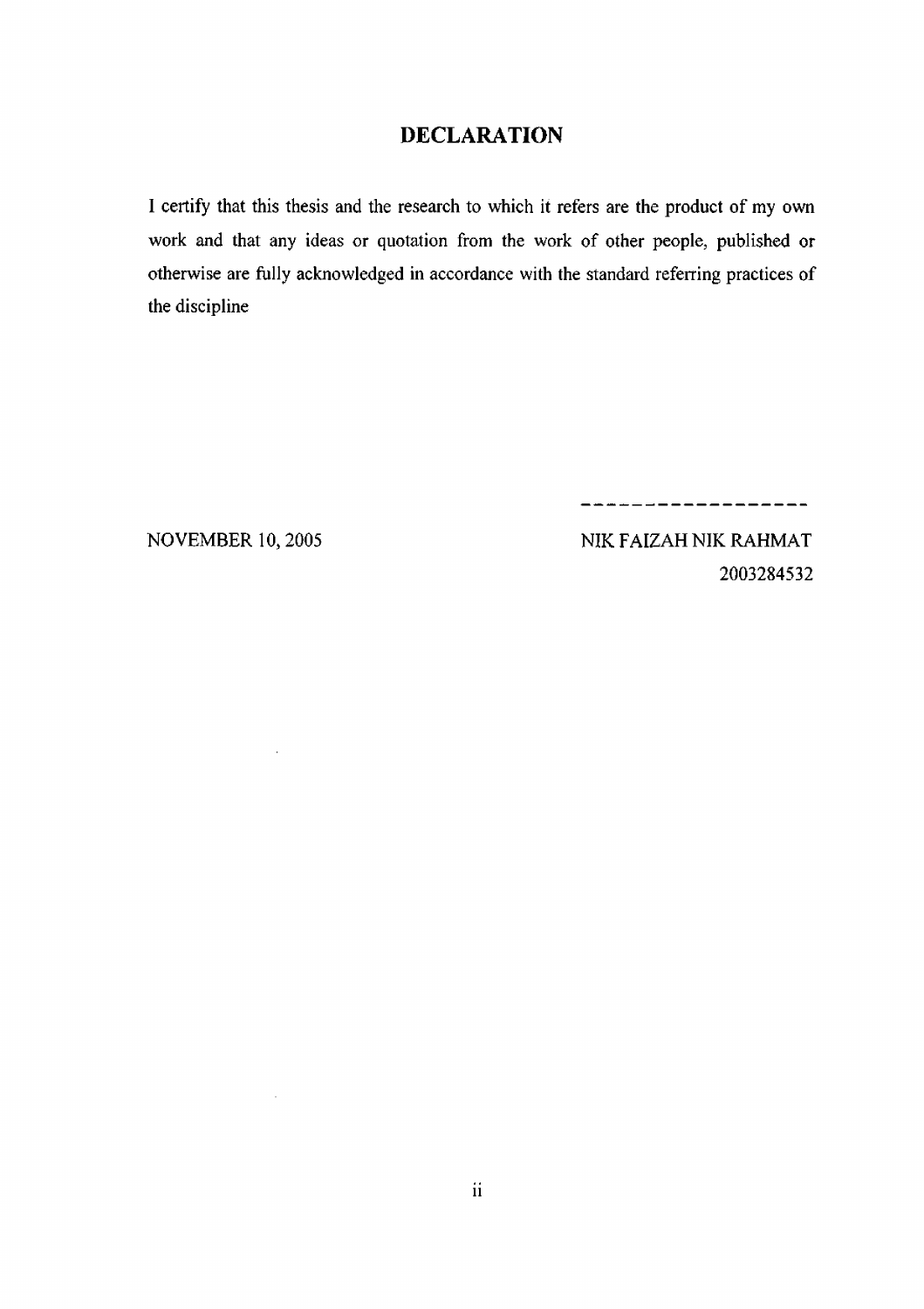# DECLARATION

I certify that this thesis and the research to which it refers are the product of my own work and that any ideas or quotation from the work of other people, published or otherwise are fully acknowledged in accordance with the standard referring practices of the discipline

------------------

NOVEMBER 10, 2005

NIK FAIZAH NIK RAHMAT
2003284532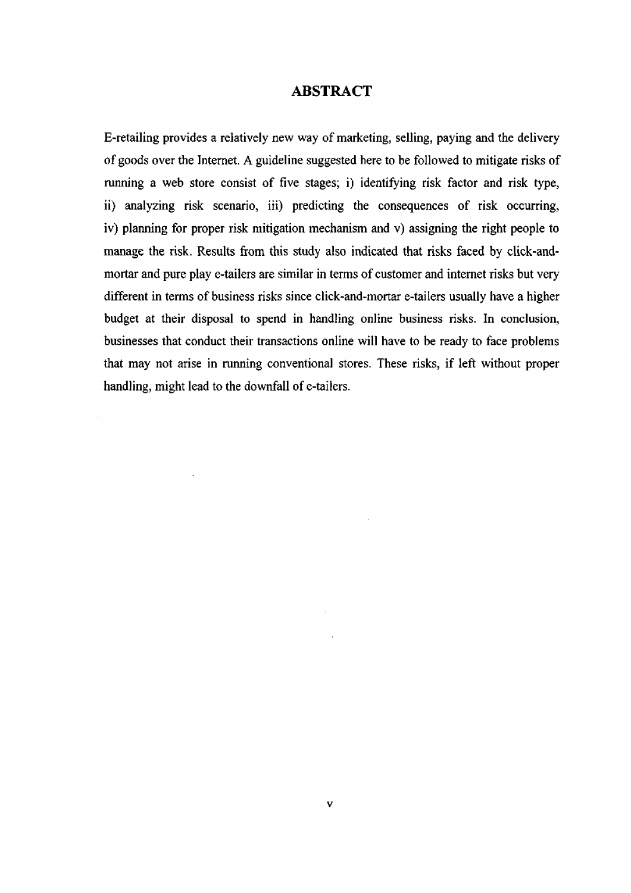# ABSTRACT

E-retailing provides a relatively new way of marketing, selling, paying and the delivery of goods over the Internet. A guideline suggested here to be followed to mitigate risks of running a web store consist of five stages; i) identifying risk factor and risk type, ii) analyzing risk scenario, iii) predicting the consequences of risk occurring, iv) planning for proper risk mitigation mechanism and v) assigning the right people to manage the risk. Results from this study also indicated that risks faced by click-and-mortar and pure play e-tailers are similar in terms of customer and internet risks but very different in terms of business risks since click-and-mortar e-tailers usually have a higher budget at their disposal to spend in handling online business risks. In conclusion, businesses that conduct their transactions online will have to be ready to face problems that may not arise in running conventional stores. These risks, if left without proper handling, might lead to the downfall of e-tailers.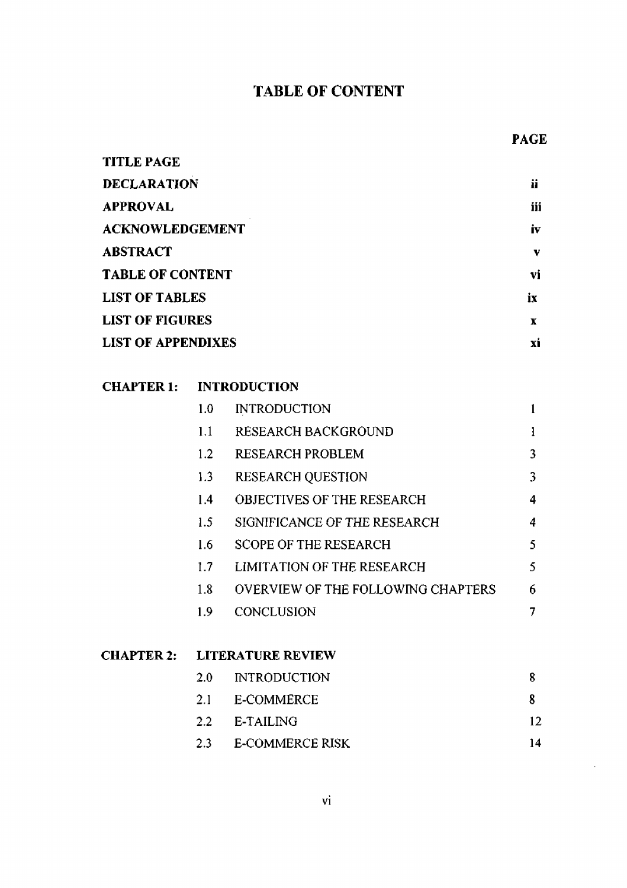# TABLE OF CONTENT

| | | | PAGE |
|---|---|---|---|
| **TITLE PAGE** | | | |
| **DECLARATION** | | | **ii** |
| **APPROVAL** | | | **iii** |
| **ACKNOWLEDGEMENT** | | | **iv** |
| **ABSTRACT** | | | **v** |
| **TABLE OF CONTENT** | | | **vi** |
| **LIST OF TABLES** | | | **ix** |
| **LIST OF FIGURES** | | | **x** |
| **LIST OF APPENDIXES** | | | **xi** |
| | | | |
| **CHAPTER 1:** | **INTRODUCTION** | | |
| | 1.0 | INTRODUCTION | 1 |
| | 1.1 | RESEARCH BACKGROUND | 1 |
| | 1.2 | RESEARCH PROBLEM | 3 |
| | 1.3 | RESEARCH QUESTION | 3 |
| | 1.4 | OBJECTIVES OF THE RESEARCH | 4 |
| | 1.5 | SIGNIFICANCE OF THE RESEARCH | 4 |
| | 1.6 | SCOPE OF THE RESEARCH | 5 |
| | 1.7 | LIMITATION OF THE RESEARCH | 5 |
| | 1.8 | OVERVIEW OF THE FOLLOWING CHAPTERS | 6 |
| | 1.9 | CONCLUSION | 7 |
| | | | |
| **CHAPTER 2:** | **LITERATURE REVIEW** | | |
| | 2.0 | INTRODUCTION | 8 |
| | 2.1 | E-COMMERCE | 8 |
| | 2.2 | E-TAILING | 12 |
| | 2.3 | E-COMMERCE RISK | 14 |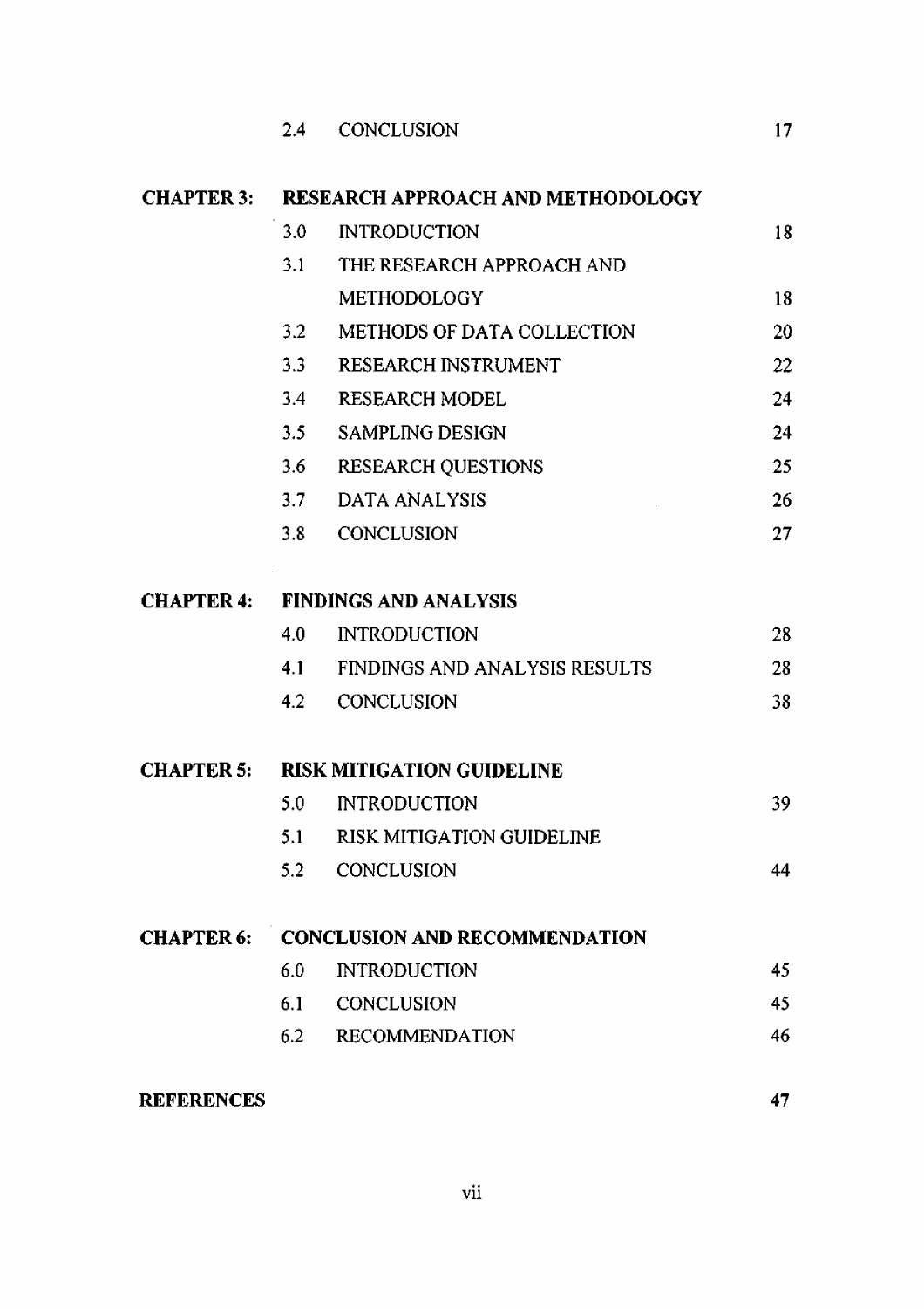| | | | |
|---|---|---|---|
| | 2.4 | CONCLUSION | 17 |
| **CHAPTER 3:** | **RESEARCH APPROACH AND METHODOLOGY** | | |
| | 3.0 | INTRODUCTION | 18 |
| | 3.1 | THE RESEARCH APPROACH AND METHODOLOGY | 18 |
| | 3.2 | METHODS OF DATA COLLECTION | 20 |
| | 3.3 | RESEARCH INSTRUMENT | 22 |
| | 3.4 | RESEARCH MODEL | 24 |
| | 3.5 | SAMPLING DESIGN | 24 |
| | 3.6 | RESEARCH QUESTIONS | 25 |
| | 3.7 | DATA ANALYSIS | 26 |
| | 3.8 | CONCLUSION | 27 |
| **CHAPTER 4:** | **FINDINGS AND ANALYSIS** | | |
| | 4.0 | INTRODUCTION | 28 |
| | 4.1 | FINDINGS AND ANALYSIS RESULTS | 28 |
| | 4.2 | CONCLUSION | 38 |
| **CHAPTER 5:** | **RISK MITIGATION GUIDELINE** | | |
| | 5.0 | INTRODUCTION | 39 |
| | 5.1 | RISK MITIGATION GUIDELINE | |
| | 5.2 | CONCLUSION | 44 |
| **CHAPTER 6:** | **CONCLUSION AND RECOMMENDATION** | | |
| | 6.0 | INTRODUCTION | 45 |
| | 6.1 | CONCLUSION | 45 |
| | 6.2 | RECOMMENDATION | 46 |
| **REFERENCES** | | | **47** |